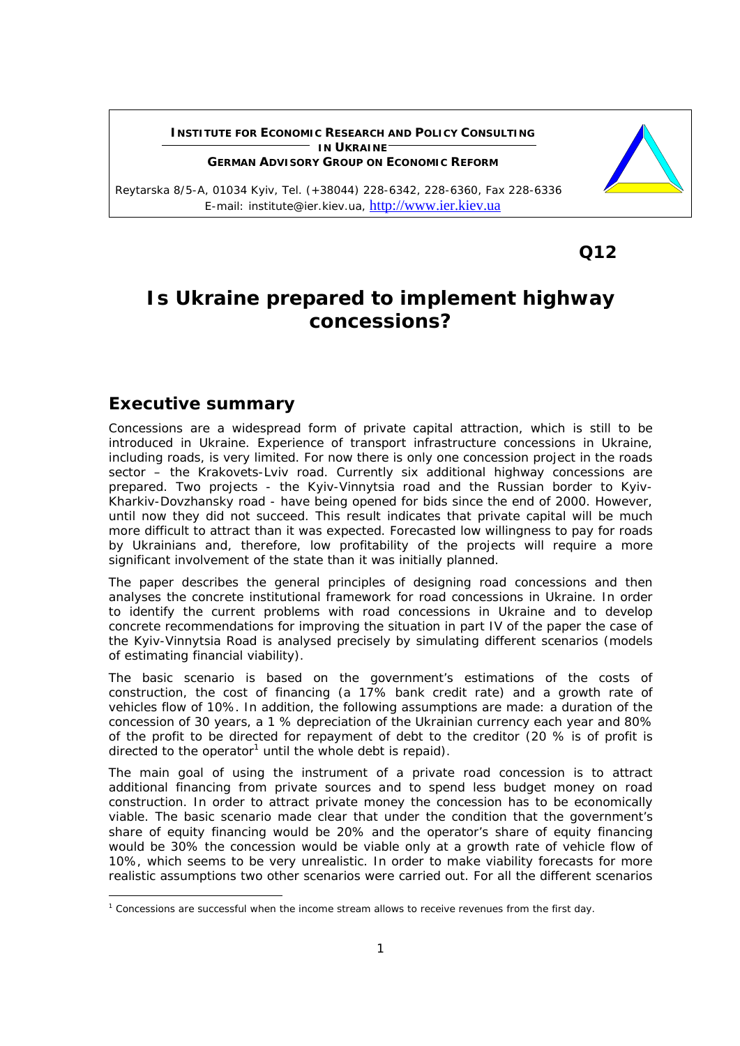**INSTITUTE FOR ECONOMIC RESEARCH AND POLICY CONSULTING IN UKRAINE**
**GERMAN ADVISORY GROUP ON ECONOMIC REFORM**

Reytarska 8/5-A, 01034 Kyiv, Tel. (+38044) 228-6342, 228-6360, Fax 228-6336
E-mail: institute@ier.kiev.ua, http://www.ier.kiev.ua

**Q12**

# Is Ukraine prepared to implement highway concessions?

## Executive summary

Concessions are a widespread form of private capital attraction, which is still to be introduced in Ukraine. Experience of transport infrastructure concessions in Ukraine, including roads, is very limited. For now there is only one concession project in the roads sector – the Krakovets-Lviv road. Currently six additional highway concessions are prepared. Two projects - the Kyiv-Vinnytsia road and the Russian border to Kyiv-Kharkiv-Dovzhansky road - have being opened for bids since the end of 2000. However, until now they did not succeed. This result indicates that private capital will be much more difficult to attract than it was expected. Forecasted low willingness to pay for roads by Ukrainians and, therefore, low profitability of the projects will require a more significant involvement of the state than it was initially planned.

The paper describes the general principles of designing road concessions and then analyses the concrete institutional framework for road concessions in Ukraine. In order to identify the current problems with road concessions in Ukraine and to develop concrete recommendations for improving the situation in part IV of the paper the case of the Kyiv-Vinnytsia Road is analysed precisely by simulating different scenarios (models of estimating financial viability).

The basic scenario is based on the government's estimations of the costs of construction, the cost of financing (a 17% bank credit rate) and a growth rate of vehicles flow of 10%. In addition, the following assumptions are made: a duration of the concession of 30 years, a 1 % depreciation of the Ukrainian currency each year and 80% of the profit to be directed for repayment of debt to the creditor (20 % is of profit is directed to the operator[1] until the whole debt is repaid).

The main goal of using the instrument of a private road concession is to attract additional financing from private sources and to spend less budget money on road construction. In order to attract private money the concession has to be economically viable. The basic scenario made clear that under the condition that the government's share of equity financing would be 20% and the operator's share of equity financing would be 30% the concession would be viable only at a growth rate of vehicle flow of 10%, which seems to be very unrealistic. In order to make viability forecasts for more realistic assumptions two other scenarios were carried out. For all the different scenarios

[1] Concessions are successful when the income stream allows to receive revenues from the first day.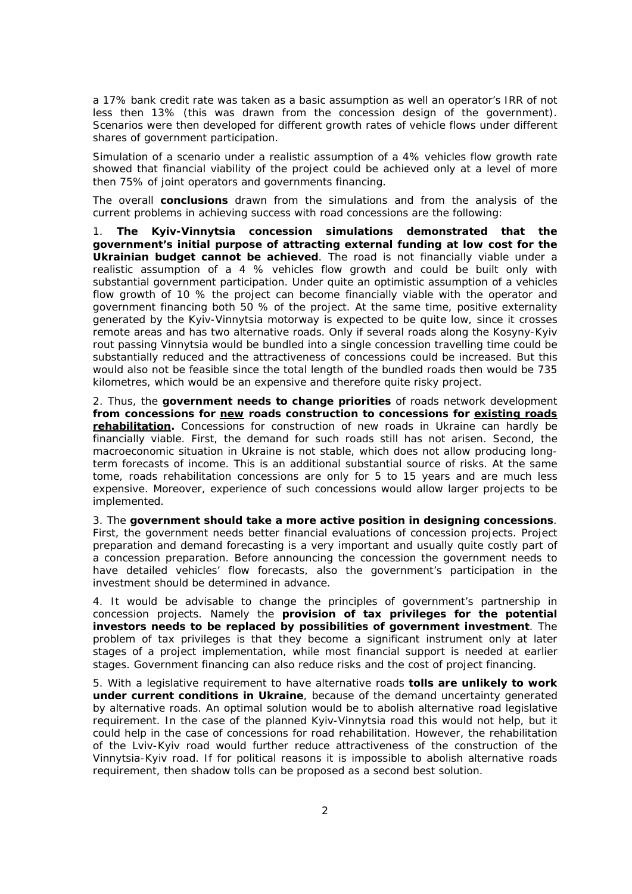a 17% bank credit rate was taken as a basic assumption as well an operator's IRR of not less then 13% (this was drawn from the concession design of the government). Scenarios were then developed for different growth rates of vehicle flows under different shares of government participation.

Simulation of a scenario under a realistic assumption of a 4% vehicles flow growth rate showed that financial viability of the project could be achieved only at a level of more then 75% of joint operators and governments financing.

The overall **conclusions** drawn from the simulations and from the analysis of the current problems in achieving success with road concessions are the following:

1. **The Kyiv-Vinnytsia concession simulations demonstrated that the government's initial purpose of attracting external funding at low cost for the Ukrainian budget cannot be achieved**. The road is not financially viable under a realistic assumption of a 4 % vehicles flow growth and could be built only with substantial government participation. Under quite an optimistic assumption of a vehicles flow growth of 10 % the project can become financially viable with the operator and government financing both 50 % of the project. At the same time, positive externality generated by the Kyiv-Vinnytsia motorway is expected to be quite low, since it crosses remote areas and has two alternative roads. Only if several roads along the Kosyny-Kyiv rout passing Vinnytsia would be bundled into a single concession travelling time could be substantially reduced and the attractiveness of concessions could be increased. But this would also not be feasible since the total length of the bundled roads then would be 735 kilometres, which would be an expensive and therefore quite risky project.

2. Thus, the **government needs to change priorities** of roads network development **from concessions for <u>new</u> roads construction to concessions for <u>existing roads rehabilitation</u>.** Concessions for construction of new roads in Ukraine can hardly be financially viable. First, the demand for such roads still has not arisen. Second, the macroeconomic situation in Ukraine is not stable, which does not allow producing long-term forecasts of income. This is an additional substantial source of risks. At the same tome, roads rehabilitation concessions are only for 5 to 15 years and are much less expensive. Moreover, experience of such concessions would allow larger projects to be implemented.

3. The **government should take a more active position in designing concessions**. First, the government needs better financial evaluations of concession projects. Project preparation and demand forecasting is a very important and usually quite costly part of a concession preparation. Before announcing the concession the government needs to have detailed vehicles' flow forecasts, also the government's participation in the investment should be determined in advance.

4. It would be advisable to change the principles of government's partnership in concession projects. Namely the **provision of tax privileges for the potential investors needs to be replaced by possibilities of government investment**. The problem of tax privileges is that they become a significant instrument only at later stages of a project implementation, while most financial support is needed at earlier stages. Government financing can also reduce risks and the cost of project financing.

5. With a legislative requirement to have alternative roads **tolls are unlikely to work under current conditions in Ukraine**, because of the demand uncertainty generated by alternative roads. An optimal solution would be to abolish alternative road legislative requirement. In the case of the planned Kyiv-Vinnytsia road this would not help, but it could help in the case of concessions for road rehabilitation. However, the rehabilitation of the Lviv-Kyiv road would further reduce attractiveness of the construction of the Vinnytsia-Kyiv road. If for political reasons it is impossible to abolish alternative roads requirement, then shadow tolls can be proposed as a second best solution.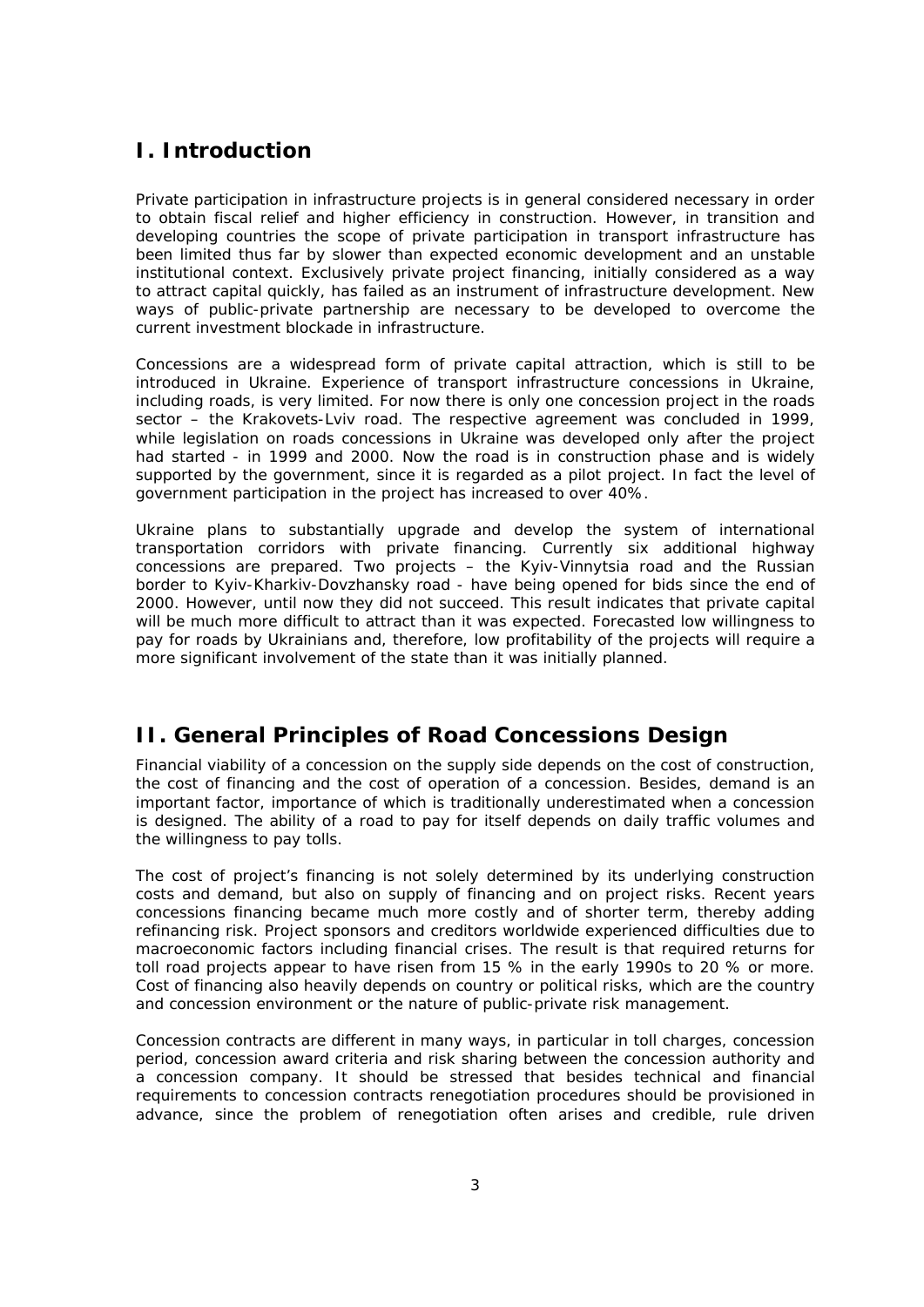# I. Introduction

Private participation in infrastructure projects is in general considered necessary in order to obtain fiscal relief and higher efficiency in construction. However, in transition and developing countries the scope of private participation in transport infrastructure has been limited thus far by slower than expected economic development and an unstable institutional context. Exclusively private project financing, initially considered as a way to attract capital quickly, has failed as an instrument of infrastructure development. New ways of public-private partnership are necessary to be developed to overcome the current investment blockade in infrastructure.

Concessions are a widespread form of private capital attraction, which is still to be introduced in Ukraine. Experience of transport infrastructure concessions in Ukraine, including roads, is very limited. For now there is only one concession project in the roads sector – the Krakovets-Lviv road. The respective agreement was concluded in 1999, while legislation on roads concessions in Ukraine was developed only after the project had started - in 1999 and 2000. Now the road is in construction phase and is widely supported by the government, since it is regarded as a pilot project. In fact the level of government participation in the project has increased to over 40%.

Ukraine plans to substantially upgrade and develop the system of international transportation corridors with private financing. Currently six additional highway concessions are prepared. Two projects – the Kyiv-Vinnytsia road and the Russian border to Kyiv-Kharkiv-Dovzhansky road - have being opened for bids since the end of 2000. However, until now they did not succeed. This result indicates that private capital will be much more difficult to attract than it was expected. Forecasted low willingness to pay for roads by Ukrainians and, therefore, low profitability of the projects will require a more significant involvement of the state than it was initially planned.

# II. General Principles of Road Concessions Design

Financial viability of a concession on the supply side depends on the cost of construction, the cost of financing and the cost of operation of a concession. Besides, demand is an important factor, importance of which is traditionally underestimated when a concession is designed. The ability of a road to pay for itself depends on daily traffic volumes and the willingness to pay tolls.

The cost of project's financing is not solely determined by its underlying construction costs and demand, but also on supply of financing and on project risks. Recent years concessions financing became much more costly and of shorter term, thereby adding refinancing risk. Project sponsors and creditors worldwide experienced difficulties due to macroeconomic factors including financial crises. The result is that required returns for toll road projects appear to have risen from 15 % in the early 1990s to 20 % or more. Cost of financing also heavily depends on country or political risks, which are the country and concession environment or the nature of public-private risk management.

Concession contracts are different in many ways, in particular in toll charges, concession period, concession award criteria and risk sharing between the concession authority and a concession company. It should be stressed that besides technical and financial requirements to concession contracts renegotiation procedures should be provisioned in advance, since the problem of renegotiation often arises and credible, rule driven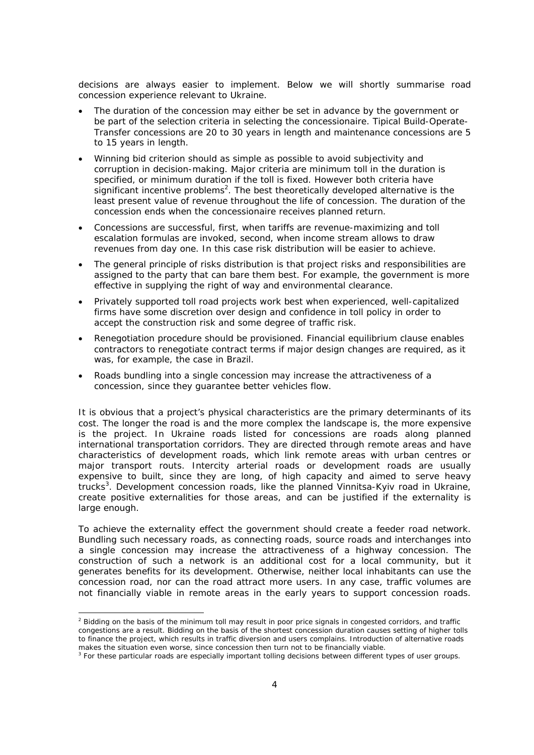decisions are always easier to implement. Below we will shortly summarise road concession experience relevant to Ukraine.

- The duration of the concession may either be set in advance by the government or be part of the selection criteria in selecting the concessionaire. Tipical Build-Operate-Transfer concessions are 20 to 30 years in length and maintenance concessions are 5 to 15 years in length.
- Winning bid criterion should as simple as possible to avoid subjectivity and corruption in decision-making. Major criteria are minimum toll in the duration is specified, or minimum duration if the toll is fixed. However both criteria have significant incentive problems[2]. The best theoretically developed alternative is the least present value of revenue throughout the life of concession. The duration of the concession ends when the concessionaire receives planned return.
- Concessions are successful, first, when tariffs are revenue-maximizing and toll escalation formulas are invoked, second, when income stream allows to draw revenues from day one. In this case risk distribution will be easier to achieve.
- The general principle of risks distribution is that project risks and responsibilities are assigned to the party that can bare them best. For example, the government is more effective in supplying the right of way and environmental clearance.
- Privately supported toll road projects work best when experienced, well-capitalized firms have some discretion over design and confidence in toll policy in order to accept the construction risk and some degree of traffic risk.
- Renegotiation procedure should be provisioned. Financial equilibrium clause enables contractors to renegotiate contract terms if major design changes are required, as it was, for example, the case in Brazil.
- Roads bundling into a single concession may increase the attractiveness of a concession, since they guarantee better vehicles flow.

It is obvious that a project's physical characteristics are the primary determinants of its cost. The longer the road is and the more complex the landscape is, the more expensive is the project. In Ukraine roads listed for concessions are roads along planned international transportation corridors. They are directed through remote areas and have characteristics of development roads, which link remote areas with urban centres or major transport routs. Intercity arterial roads or development roads are usually expensive to built, since they are long, of high capacity and aimed to serve heavy trucks[3]. Development concession roads, like the planned Vinnitsa-Kyiv road in Ukraine, create positive externalities for those areas, and can be justified if the externality is large enough.

To achieve the externality effect the government should create a feeder road network. Bundling such necessary roads, as connecting roads, source roads and interchanges into a single concession may increase the attractiveness of a highway concession. The construction of such a network is an additional cost for a local community, but it generates benefits for its development. Otherwise, neither local inhabitants can use the concession road, nor can the road attract more users. In any case, traffic volumes are not financially viable in remote areas in the early years to support concession roads.

[2] Bidding on the basis of the minimum toll may result in poor price signals in congested corridors, and traffic congestions are a result. Bidding on the basis of the shortest concession duration causes setting of higher tolls to finance the project, which results in traffic diversion and users complains. Introduction of alternative roads makes the situation even worse, since concession then turn not to be financially viable.

[3] For these particular roads are especially important tolling decisions between different types of user groups.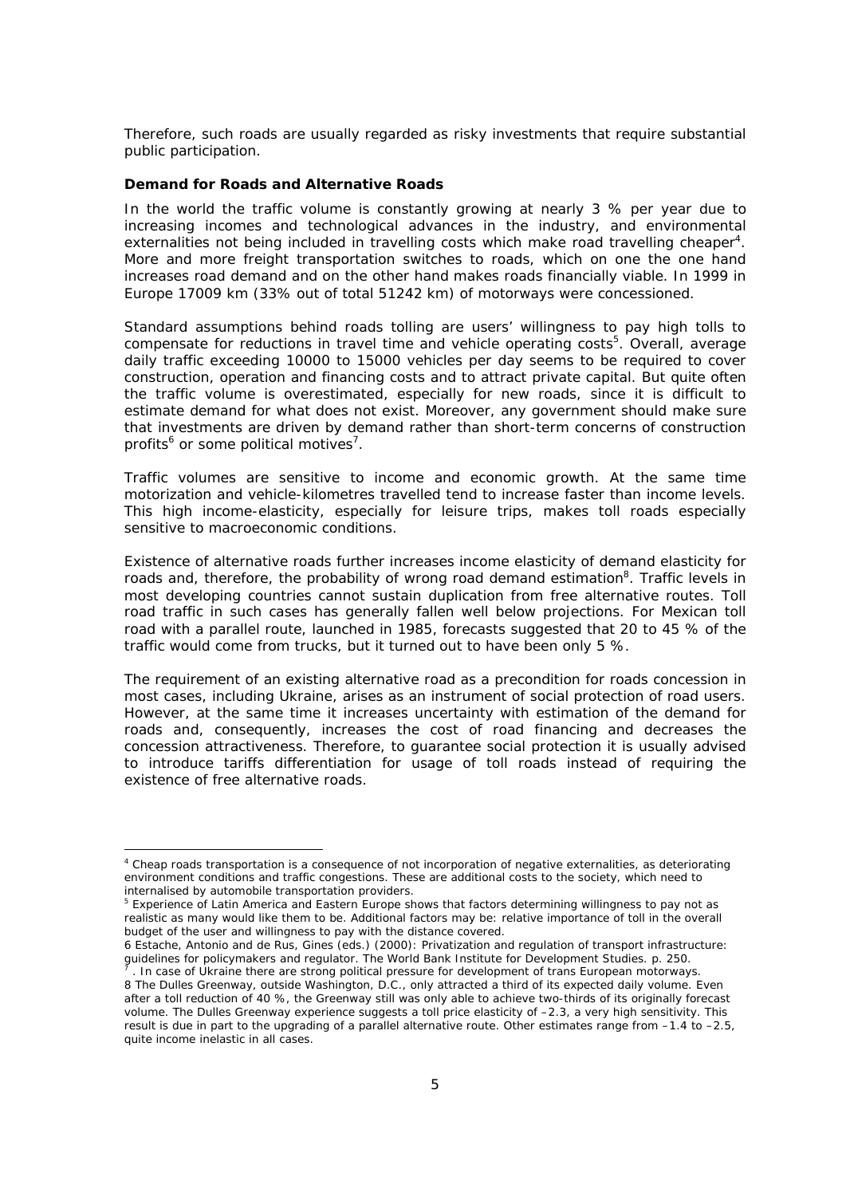Therefore, such roads are usually regarded as risky investments that require substantial public participation.

**Demand for Roads and Alternative Roads**

In the world the traffic volume is constantly growing at nearly 3 % per year due to increasing incomes and technological advances in the industry, and environmental externalities not being included in travelling costs which make road travelling cheaper[4]. More and more freight transportation switches to roads, which on one the one hand increases road demand and on the other hand makes roads financially viable. In 1999 in Europe 17009 km (33% out of total 51242 km) of motorways were concessioned.

Standard assumptions behind roads tolling are users' willingness to pay high tolls to compensate for reductions in travel time and vehicle operating costs[5]. Overall, average daily traffic exceeding 10000 to 15000 vehicles per day seems to be required to cover construction, operation and financing costs and to attract private capital. But quite often the traffic volume is overestimated, especially for new roads, since it is difficult to estimate demand for what does not exist. Moreover, any government should make sure that investments are driven by demand rather than short-term concerns of construction profits[6] or some political motives[7].

Traffic volumes are sensitive to income and economic growth. At the same time motorization and vehicle-kilometres travelled tend to increase faster than income levels. This high income-elasticity, especially for leisure trips, makes toll roads especially sensitive to macroeconomic conditions.

Existence of alternative roads further increases income elasticity of demand elasticity for roads and, therefore, the probability of wrong road demand estimation[8]. Traffic levels in most developing countries cannot sustain duplication from free alternative routes. Toll road traffic in such cases has generally fallen well below projections. For Mexican toll road with a parallel route, launched in 1985, forecasts suggested that 20 to 45 % of the traffic would come from trucks, but it turned out to have been only 5 %.

The requirement of an existing alternative road as a precondition for roads concession in most cases, including Ukraine, arises as an instrument of social protection of road users. However, at the same time it increases uncertainty with estimation of the demand for roads and, consequently, increases the cost of road financing and decreases the concession attractiveness. Therefore, to guarantee social protection it is usually advised to introduce tariffs differentiation for usage of toll roads instead of requiring the existence of free alternative roads.

---

[4] Cheap roads transportation is a consequence of not incorporation of negative externalities, as deteriorating environment conditions and traffic congestions. These are additional costs to the society, which need to internalised by automobile transportation providers.

[5] Experience of Latin America and Eastern Europe shows that factors determining willingness to pay not as realistic as many would like them to be. Additional factors may be: relative importance of toll in the overall budget of the user and willingness to pay with the distance covered.

6 Estache, Antonio and de Rus, Gines (eds.) (2000): Privatization and regulation of transport infrastructure: guidelines for policymakers and regulator. The World Bank Institute for Development Studies. p. 250.

[7]. In case of Ukraine there are strong political pressure for development of trans European motorways.

8 The Dulles Greenway, outside Washington, D.C., only attracted a third of its expected daily volume. Even after a toll reduction of 40 %, the Greenway still was only able to achieve two-thirds of its originally forecast volume. The Dulles Greenway experience suggests a toll price elasticity of –2.3, a very high sensitivity. This result is due in part to the upgrading of a parallel alternative route. Other estimates range from –1.4 to –2.5, quite income inelastic in all cases.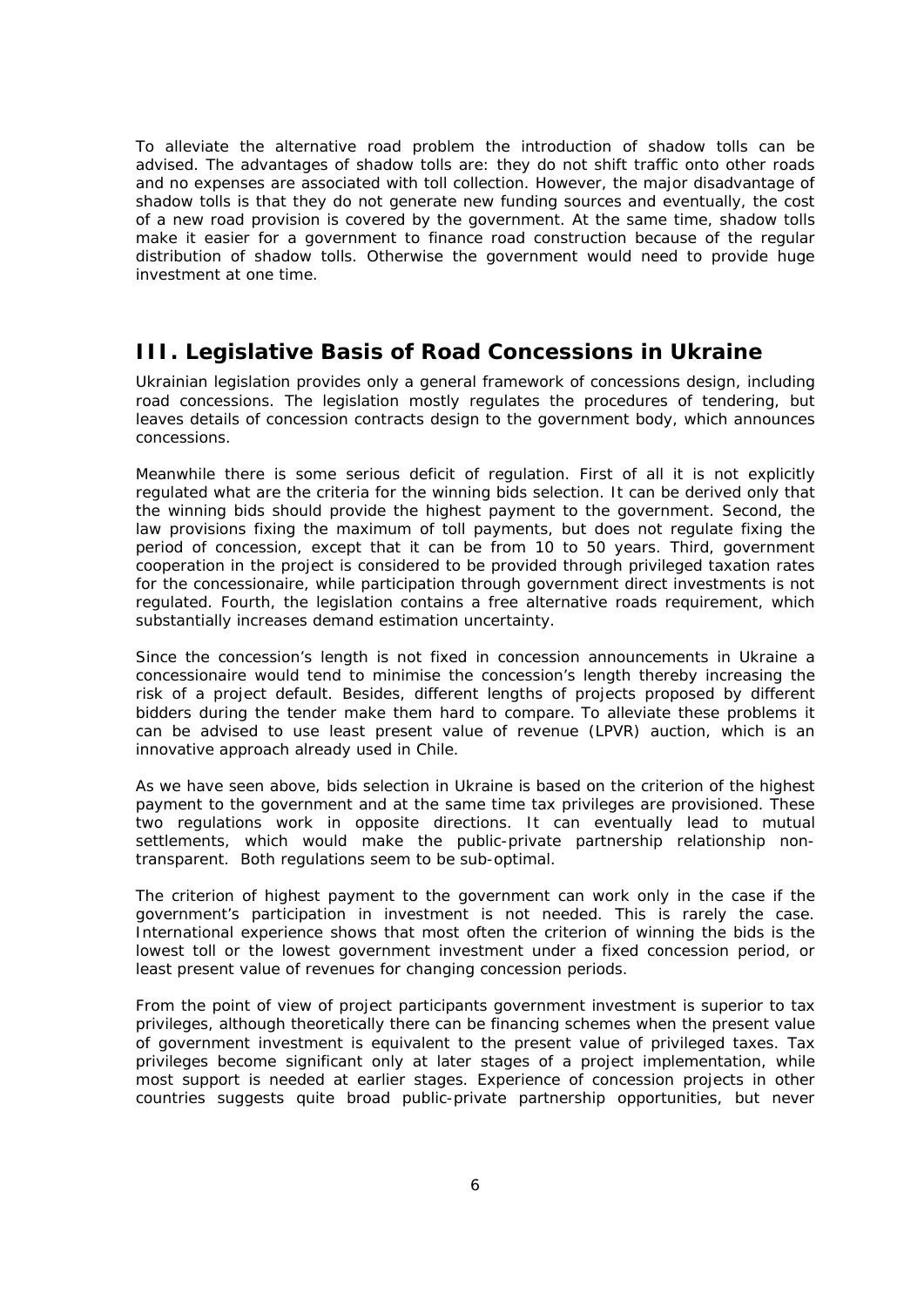To alleviate the alternative road problem the introduction of shadow tolls can be advised. The advantages of shadow tolls are: they do not shift traffic onto other roads and no expenses are associated with toll collection. However, the major disadvantage of shadow tolls is that they do not generate new funding sources and eventually, the cost of a new road provision is covered by the government. At the same time, shadow tolls make it easier for a government to finance road construction because of the regular distribution of shadow tolls. Otherwise the government would need to provide huge investment at one time.

## III. Legislative Basis of Road Concessions in Ukraine

Ukrainian legislation provides only a general framework of concessions design, including road concessions. The legislation mostly regulates the procedures of tendering, but leaves details of concession contracts design to the government body, which announces concessions.

Meanwhile there is some serious deficit of regulation. First of all it is not explicitly regulated what are the criteria for the winning bids selection. It can be derived only that the winning bids should provide the highest payment to the government. Second, the law provisions fixing the maximum of toll payments, but does not regulate fixing the period of concession, except that it can be from 10 to 50 years. Third, government cooperation in the project is considered to be provided through privileged taxation rates for the concessionaire, while participation through government direct investments is not regulated. Fourth, the legislation contains a free alternative roads requirement, which substantially increases demand estimation uncertainty.

Since the concession's length is not fixed in concession announcements in Ukraine a concessionaire would tend to minimise the concession's length thereby increasing the risk of a project default. Besides, different lengths of projects proposed by different bidders during the tender make them hard to compare. To alleviate these problems it can be advised to use least present value of revenue (LPVR) auction, which is an innovative approach already used in Chile.

As we have seen above, bids selection in Ukraine is based on the criterion of the highest payment to the government and at the same time tax privileges are provisioned. These two regulations work in opposite directions. It can eventually lead to mutual settlements, which would make the public-private partnership relationship non-transparent. Both regulations seem to be sub-optimal.

The criterion of highest payment to the government can work only in the case if the government's participation in investment is not needed. This is rarely the case. International experience shows that most often the criterion of winning the bids is the lowest toll or the lowest government investment under a fixed concession period, or least present value of revenues for changing concession periods.

From the point of view of project participants government investment is superior to tax privileges, although theoretically there can be financing schemes when the present value of government investment is equivalent to the present value of privileged taxes. Tax privileges become significant only at later stages of a project implementation, while most support is needed at earlier stages. Experience of concession projects in other countries suggests quite broad public-private partnership opportunities, but never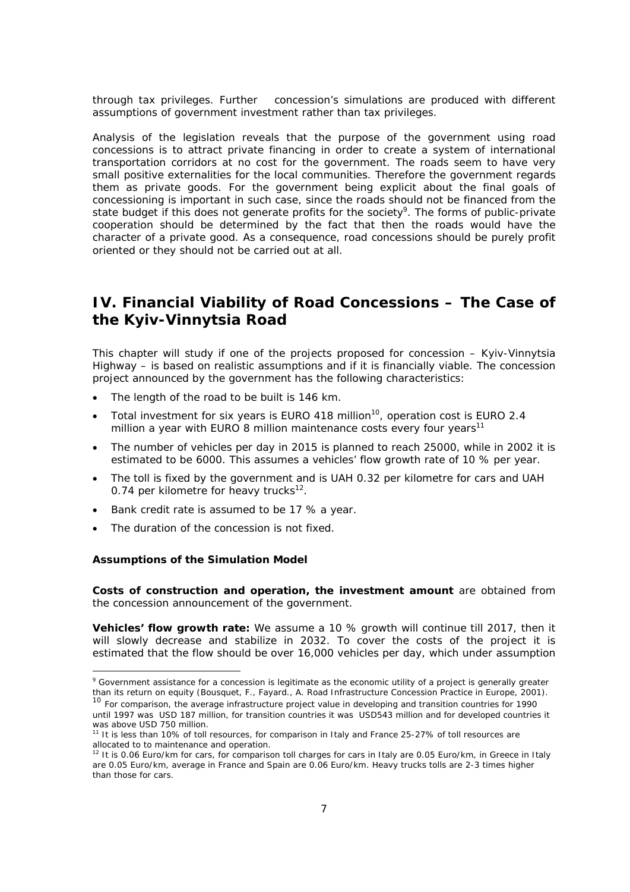through tax privileges. Further concession's simulations are produced with different assumptions of government investment rather than tax privileges.

Analysis of the legislation reveals that the purpose of the government using road concessions is to attract private financing in order to create a system of international transportation corridors at no cost for the government. The roads seem to have very small positive externalities for the local communities. Therefore the government regards them as private goods. For the government being explicit about the final goals of concessioning is important in such case, since the roads should not be financed from the state budget if this does not generate profits for the society[9]. The forms of public-private cooperation should be determined by the fact that then the roads would have the character of a private good. As a consequence, road concessions should be purely profit oriented or they should not be carried out at all.

## IV. Financial Viability of Road Concessions – The Case of the Kyiv-Vinnytsia Road

This chapter will study if one of the projects proposed for concession – Kyiv-Vinnytsia Highway – is based on realistic assumptions and if it is financially viable. The concession project announced by the government has the following characteristics:

- The length of the road to be built is 146 km.
- Total investment for six years is EURO 418 million[10], operation cost is EURO 2.4 million a year with EURO 8 million maintenance costs every four years[11]
- The number of vehicles per day in 2015 is planned to reach 25000, while in 2002 it is estimated to be 6000. This assumes a vehicles' flow growth rate of 10 % per year.
- The toll is fixed by the government and is UAH 0.32 per kilometre for cars and UAH 0.74 per kilometre for heavy trucks[12].
- Bank credit rate is assumed to be 17 % a year.
- The duration of the concession is not fixed.

**Assumptions of the Simulation Model**

**Costs of construction and operation, the investment amount** are obtained from the concession announcement of the government.

**Vehicles' flow growth rate:** We assume a 10 % growth will continue till 2017, then it will slowly decrease and stabilize in 2032. To cover the costs of the project it is estimated that the flow should be over 16,000 vehicles per day, which under assumption

---

[9] Government assistance for a concession is legitimate as the economic utility of a project is generally greater than its return on equity (Bousquet, F., Fayard., A. Road Infrastructure Concession Practice in Europe, 2001).

[10] For comparison, the average infrastructure project value in developing and transition countries for 1990 until 1997 was USD 187 million, for transition countries it was USD543 million and for developed countries it was above USD 750 million.

[11] It is less than 10% of toll resources, for comparison in Italy and France 25-27% of toll resources are allocated to to maintenance and operation.

[12] It is 0.06 Euro/km for cars, for comparison toll charges for cars in Italy are 0.05 Euro/km, in Greece in Italy are 0.05 Euro/km, average in France and Spain are 0.06 Euro/km. Heavy trucks tolls are 2-3 times higher than those for cars.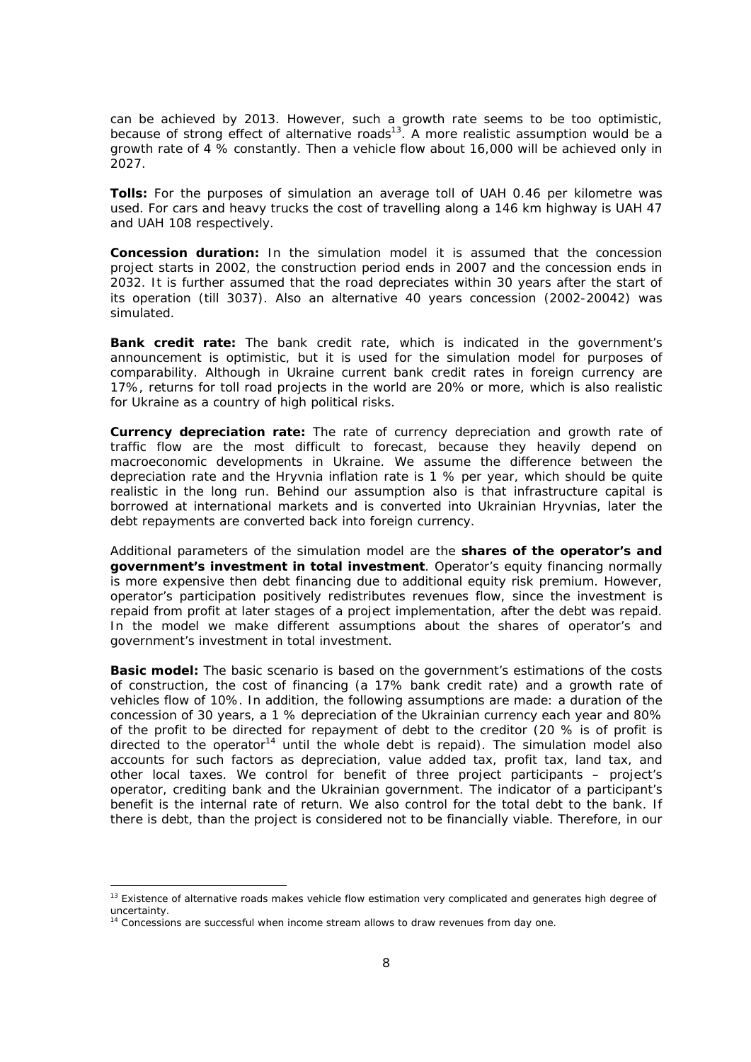can be achieved by 2013. However, such a growth rate seems to be too optimistic, because of strong effect of alternative roads[13]. A more realistic assumption would be a growth rate of 4 % constantly. Then a vehicle flow about 16,000 will be achieved only in 2027.

**Tolls:** For the purposes of simulation an average toll of UAH 0.46 per kilometre was used. For cars and heavy trucks the cost of travelling along a 146 km highway is UAH 47 and UAH 108 respectively.

**Concession duration:** In the simulation model it is assumed that the concession project starts in 2002, the construction period ends in 2007 and the concession ends in 2032. It is further assumed that the road depreciates within 30 years after the start of its operation (till 3037). Also an alternative 40 years concession (2002-20042) was simulated.

**Bank credit rate:** The bank credit rate, which is indicated in the government's announcement is optimistic, but it is used for the simulation model for purposes of comparability. Although in Ukraine current bank credit rates in foreign currency are 17%, returns for toll road projects in the world are 20% or more, which is also realistic for Ukraine as a country of high political risks.

**Currency depreciation rate:** The rate of currency depreciation and growth rate of traffic flow are the most difficult to forecast, because they heavily depend on macroeconomic developments in Ukraine. We assume the difference between the depreciation rate and the Hryvnia inflation rate is 1 % per year, which should be quite realistic in the long run. Behind our assumption also is that infrastructure capital is borrowed at international markets and is converted into Ukrainian Hryvnias, later the debt repayments are converted back into foreign currency.

Additional parameters of the simulation model are the **shares of the operator's and government's investment in total investment**. Operator's equity financing normally is more expensive then debt financing due to additional equity risk premium. However, operator's participation positively redistributes revenues flow, since the investment is repaid from profit at later stages of a project implementation, after the debt was repaid. In the model we make different assumptions about the shares of operator's and government's investment in total investment.

**Basic model:** The basic scenario is based on the government's estimations of the costs of construction, the cost of financing (a 17% bank credit rate) and a growth rate of vehicles flow of 10%. In addition, the following assumptions are made: a duration of the concession of 30 years, a 1 % depreciation of the Ukrainian currency each year and 80% of the profit to be directed for repayment of debt to the creditor (20 % is of profit is directed to the operator[14] until the whole debt is repaid). The simulation model also accounts for such factors as depreciation, value added tax, profit tax, land tax, and other local taxes. We control for benefit of three project participants – project's operator, crediting bank and the Ukrainian government. The indicator of a participant's benefit is the internal rate of return. We also control for the total debt to the bank. If there is debt, than the project is considered not to be financially viable. Therefore, in our

---

[13] Existence of alternative roads makes vehicle flow estimation very complicated and generates high degree of uncertainty.

[14] Concessions are successful when income stream allows to draw revenues from day one.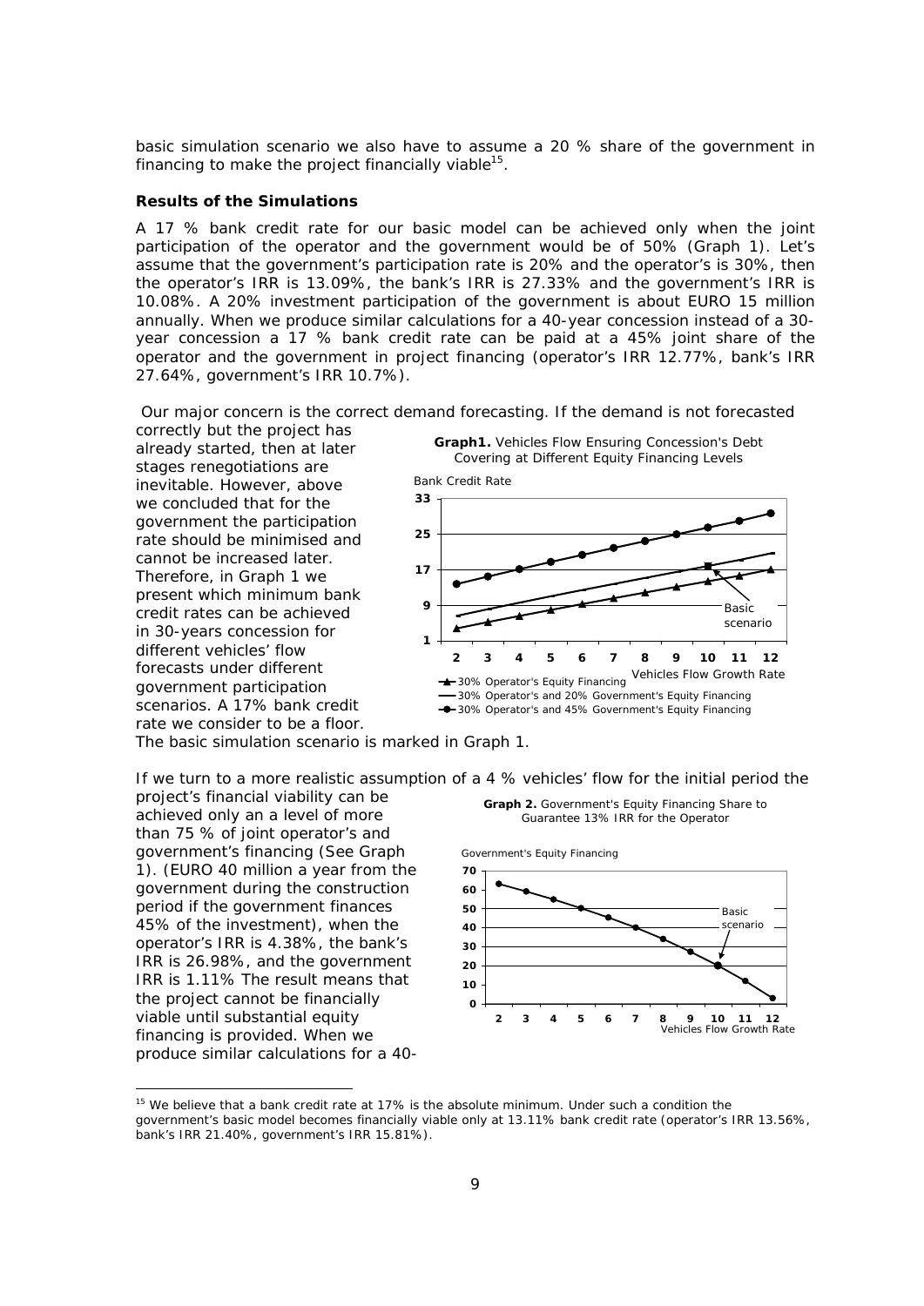basic simulation scenario we also have to assume a 20 % share of the government in financing to make the project financially viable[15].

**Results of the Simulations**

A 17 % bank credit rate for our basic model can be achieved only when the joint participation of the operator and the government would be of 50% (Graph 1). Let's assume that the government's participation rate is 20% and the operator's is 30%, then the operator's IRR is 13.09%, the bank's IRR is 27.33% and the government's IRR is 10.08%. A 20% investment participation of the government is about EURO 15 million annually. When we produce similar calculations for a 40-year concession instead of a 30-year concession a 17 % bank credit rate can be paid at a 45% joint share of the operator and the government in project financing (operator's IRR 12.77%, bank's IRR 27.64%, government's IRR 10.7%).

Our major concern is the correct demand forecasting. If the demand is not forecasted correctly but the project has already started, then at later stages renegotiations are inevitable. However, above we concluded that for the government the participation rate should be minimised and cannot be increased later. Therefore, in Graph 1 we present which minimum bank credit rates can be achieved in 30-years concession for different vehicles' flow forecasts under different government participation scenarios. A 17% bank credit rate we consider to be a floor. The basic simulation scenario is marked in Graph 1.

**Graph1.** Vehicles Flow Ensuring Concession's Debt Covering at Different Equity Financing Levels

If we turn to a more realistic assumption of a 4 % vehicles' flow for the initial period the project's financial viability can be achieved only an a level of more than 75 % of joint operator's and government's financing (See Graph 1). (EURO 40 million a year from the government during the construction period if the government finances 45% of the investment), when the operator's IRR is 4.38%, the bank's IRR is 26.98%, and the government IRR is 1.11% The result means that the project cannot be financially viable until substantial equity financing is provided. When we produce similar calculations for a 40-

**Graph 2.** Government's Equity Financing Share to Guarantee 13% IRR for the Operator

[15] We believe that a bank credit rate at 17% is the absolute minimum. Under such a condition the government's basic model becomes financially viable only at 13.11% bank credit rate (operator's IRR 13.56%, bank's IRR 21.40%, government's IRR 15.81%).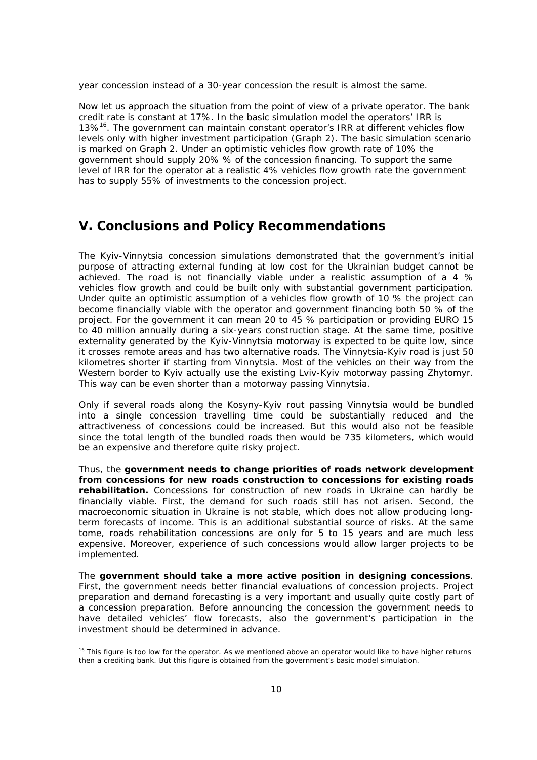year concession instead of a 30-year concession the result is almost the same.

Now let us approach the situation from the point of view of a private operator. The bank credit rate is constant at 17%. In the basic simulation model the operators' IRR is 13%[16]. The government can maintain constant operator's IRR at different vehicles flow levels only with higher investment participation (Graph 2). The basic simulation scenario is marked on Graph 2. Under an optimistic vehicles flow growth rate of 10% the government should supply 20% % of the concession financing. To support the same level of IRR for the operator at a realistic 4% vehicles flow growth rate the government has to supply 55% of investments to the concession project.

## V. Conclusions and Policy Recommendations

The Kyiv-Vinnytsia concession simulations demonstrated that the government's initial purpose of attracting external funding at low cost for the Ukrainian budget cannot be achieved. The road is not financially viable under a realistic assumption of a 4 % vehicles flow growth and could be built only with substantial government participation. Under quite an optimistic assumption of a vehicles flow growth of 10 % the project can become financially viable with the operator and government financing both 50 % of the project. For the government it can mean 20 to 45 % participation or providing EURO 15 to 40 million annually during a six-years construction stage. At the same time, positive externality generated by the Kyiv-Vinnytsia motorway is expected to be quite low, since it crosses remote areas and has two alternative roads. The Vinnytsia-Kyiv road is just 50 kilometres shorter if starting from Vinnytsia. Most of the vehicles on their way from the Western border to Kyiv actually use the existing Lviv-Kyiv motorway passing Zhytomyr. This way can be even shorter than a motorway passing Vinnytsia.

Only if several roads along the Kosyny-Kyiv rout passing Vinnytsia would be bundled into a single concession travelling time could be substantially reduced and the attractiveness of concessions could be increased. But this would also not be feasible since the total length of the bundled roads then would be 735 kilometers, which would be an expensive and therefore quite risky project.

Thus, the **government needs to change priorities of roads network development from concessions for new roads construction to concessions for existing roads rehabilitation.** Concessions for construction of new roads in Ukraine can hardly be financially viable. First, the demand for such roads still has not arisen. Second, the macroeconomic situation in Ukraine is not stable, which does not allow producing long-term forecasts of income. This is an additional substantial source of risks. At the same tome, roads rehabilitation concessions are only for 5 to 15 years and are much less expensive. Moreover, experience of such concessions would allow larger projects to be implemented.

The **government should take a more active position in designing concessions**. First, the government needs better financial evaluations of concession projects. Project preparation and demand forecasting is a very important and usually quite costly part of a concession preparation. Before announcing the concession the government needs to have detailed vehicles' flow forecasts, also the government's participation in the investment should be determined in advance.

---

[16] This figure is too low for the operator. As we mentioned above an operator would like to have higher returns then a crediting bank. But this figure is obtained from the government's basic model simulation.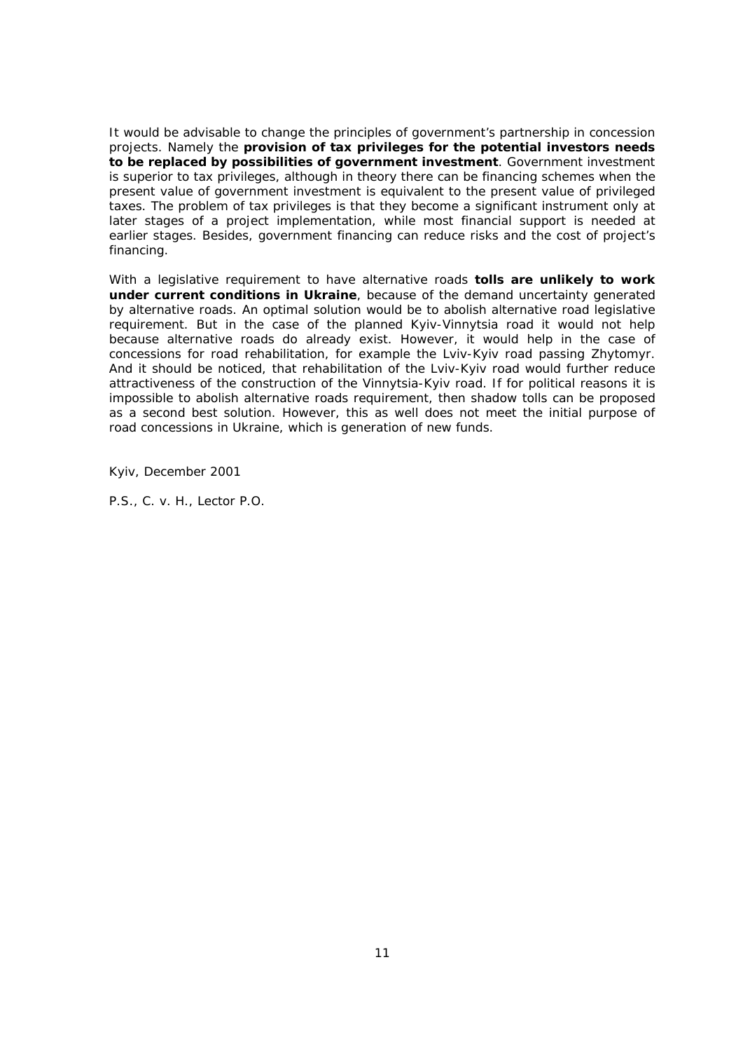It would be advisable to change the principles of government's partnership in concession projects. Namely the **provision of tax privileges for the potential investors needs to be replaced by possibilities of government investment**. Government investment is superior to tax privileges, although in theory there can be financing schemes when the present value of government investment is equivalent to the present value of privileged taxes. The problem of tax privileges is that they become a significant instrument only at later stages of a project implementation, while most financial support is needed at earlier stages. Besides, government financing can reduce risks and the cost of project's financing.

With a legislative requirement to have alternative roads **tolls are unlikely to work under current conditions in Ukraine**, because of the demand uncertainty generated by alternative roads. An optimal solution would be to abolish alternative road legislative requirement. But in the case of the planned Kyiv-Vinnytsia road it would not help because alternative roads do already exist. However, it would help in the case of concessions for road rehabilitation, for example the Lviv-Kyiv road passing Zhytomyr. And it should be noticed, that rehabilitation of the Lviv-Kyiv road would further reduce attractiveness of the construction of the Vinnytsia-Kyiv road. If for political reasons it is impossible to abolish alternative roads requirement, then shadow tolls can be proposed as a second best solution. However, this as well does not meet the initial purpose of road concessions in Ukraine, which is generation of new funds.

Kyiv, December 2001

P.S., C. v. H., Lector P.O.